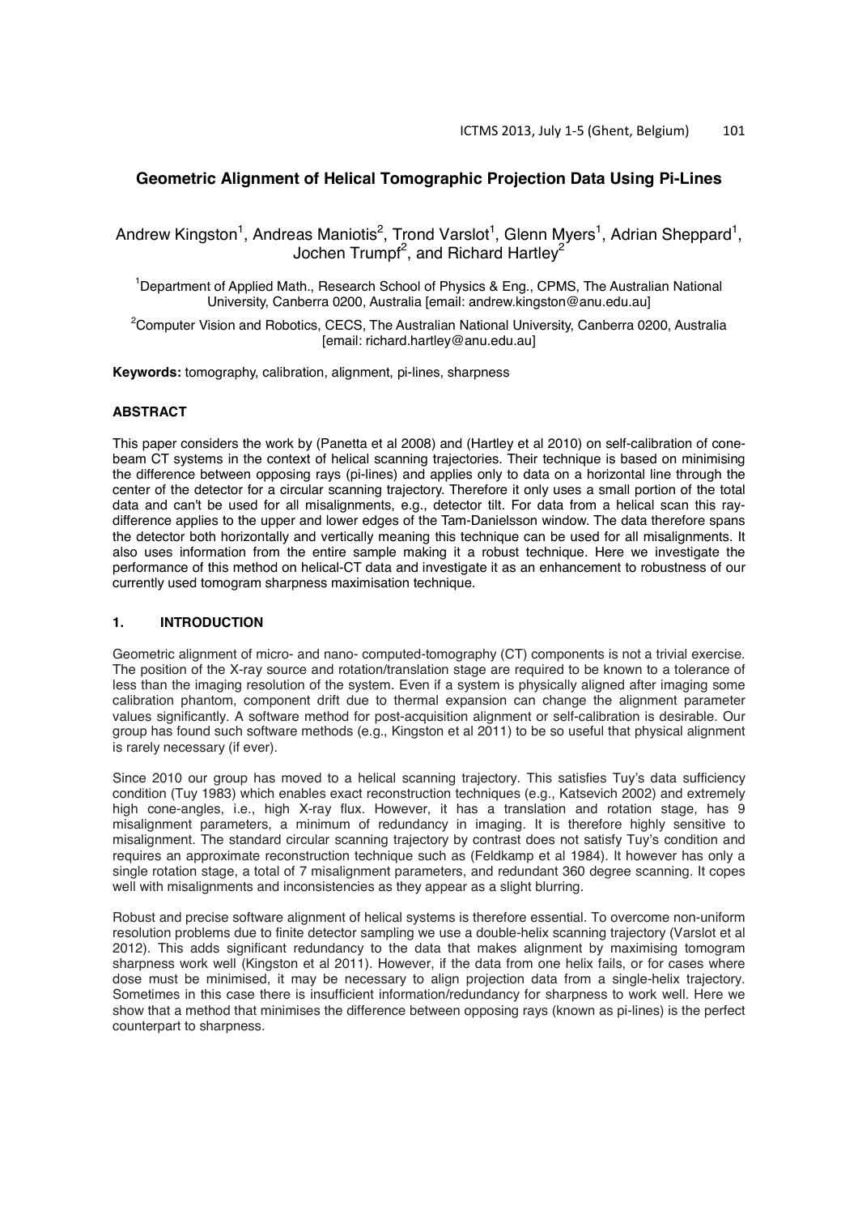# Geometric Alignment of Helical Tomographic Projection Data Using Pi-Lines

Andrew Kingston[1], Andreas Maniotis[2], Trond Varslot[1], Glenn Myers[1], Adrian Sheppard[1], Jochen Trumpf[2], and Richard Hartley[2]

[1]Department of Applied Math., Research School of Physics & Eng., CPMS, The Australian National University, Canberra 0200, Australia [email: andrew.kingston@anu.edu.au]

[2]Computer Vision and Robotics, CECS, The Australian National University, Canberra 0200, Australia [email: richard.hartley@anu.edu.au]

**Keywords:** tomography, calibration, alignment, pi-lines, sharpness

## ABSTRACT

This paper considers the work by (Panetta et al 2008) and (Hartley et al 2010) on self-calibration of cone-beam CT systems in the context of helical scanning trajectories. Their technique is based on minimising the difference between opposing rays (pi-lines) and applies only to data on a horizontal line through the center of the detector for a circular scanning trajectory. Therefore it only uses a small portion of the total data and can't be used for all misalignments, e.g., detector tilt. For data from a helical scan this ray-difference applies to the upper and lower edges of the Tam-Danielsson window. The data therefore spans the detector both horizontally and vertically meaning this technique can be used for all misalignments. It also uses information from the entire sample making it a robust technique. Here we investigate the performance of this method on helical-CT data and investigate it as an enhancement to robustness of our currently used tomogram sharpness maximisation technique.

## 1. INTRODUCTION

Geometric alignment of micro- and nano- computed-tomography (CT) components is not a trivial exercise. The position of the X-ray source and rotation/translation stage are required to be known to a tolerance of less than the imaging resolution of the system. Even if a system is physically aligned after imaging some calibration phantom, component drift due to thermal expansion can change the alignment parameter values significantly. A software method for post-acquisition alignment or self-calibration is desirable. Our group has found such software methods (e.g., Kingston et al 2011) to be so useful that physical alignment is rarely necessary (if ever).

Since 2010 our group has moved to a helical scanning trajectory. This satisfies Tuy's data sufficiency condition (Tuy 1983) which enables exact reconstruction techniques (e.g., Katsevich 2002) and extremely high cone-angles, i.e., high X-ray flux. However, it has a translation and rotation stage, has 9 misalignment parameters, a minimum of redundancy in imaging. It is therefore highly sensitive to misalignment. The standard circular scanning trajectory by contrast does not satisfy Tuy's condition and requires an approximate reconstruction technique such as (Feldkamp et al 1984). It however has only a single rotation stage, a total of 7 misalignment parameters, and redundant 360 degree scanning. It copes well with misalignments and inconsistencies as they appear as a slight blurring.

Robust and precise software alignment of helical systems is therefore essential. To overcome non-uniform resolution problems due to finite detector sampling we use a double-helix scanning trajectory (Varslot et al 2012). This adds significant redundancy to the data that makes alignment by maximising tomogram sharpness work well (Kingston et al 2011). However, if the data from one helix fails, or for cases where dose must be minimised, it may be necessary to align projection data from a single-helix trajectory. Sometimes in this case there is insufficient information/redundancy for sharpness to work well. Here we show that a method that minimises the difference between opposing rays (known as pi-lines) is the perfect counterpart to sharpness.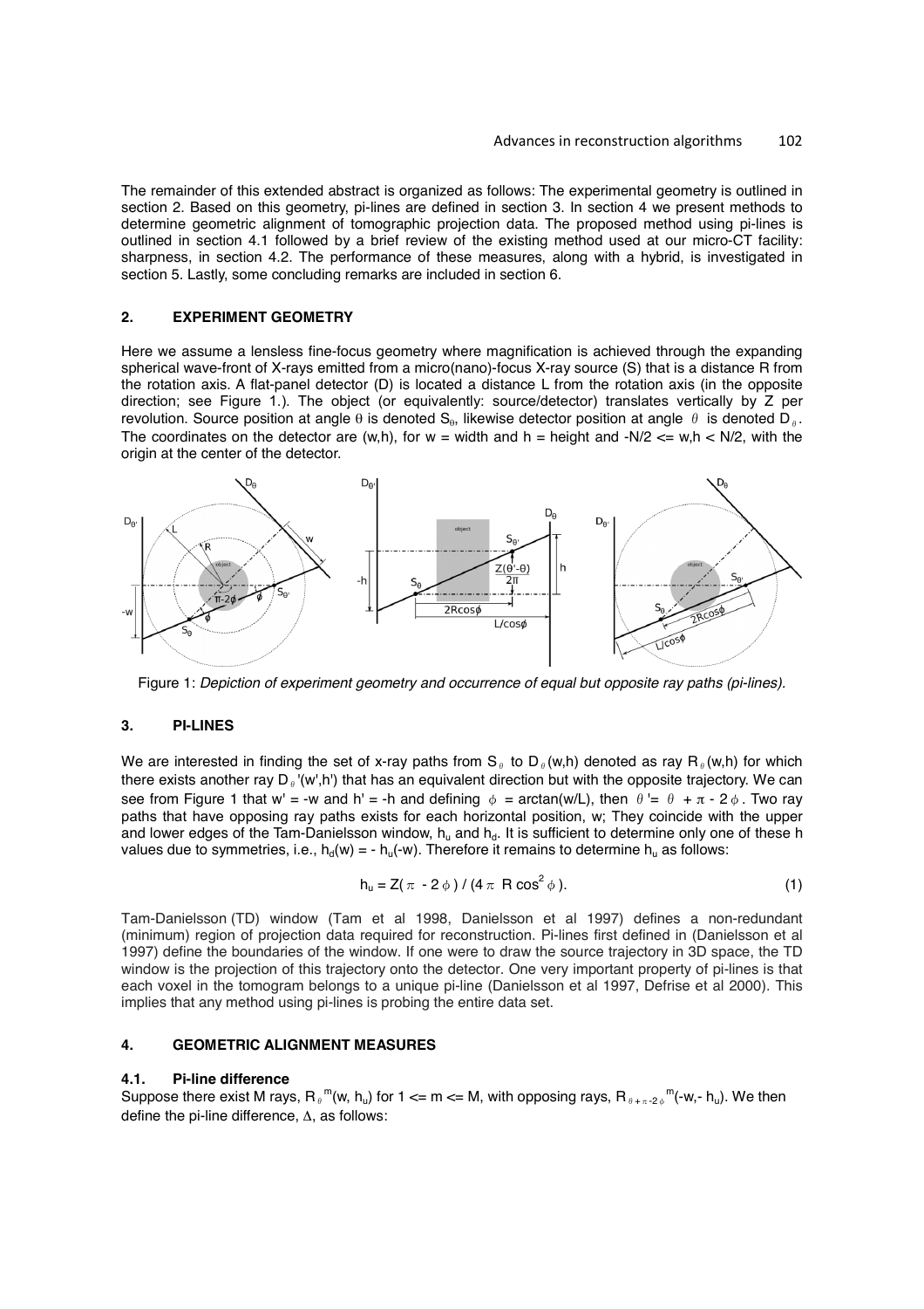The remainder of this extended abstract is organized as follows: The experimental geometry is outlined in section 2. Based on this geometry, pi-lines are defined in section 3. In section 4 we present methods to determine geometric alignment of tomographic projection data. The proposed method using pi-lines is outlined in section 4.1 followed by a brief review of the existing method used at our micro-CT facility: sharpness, in section 4.2. The performance of these measures, along with a hybrid, is investigated in section 5. Lastly, some concluding remarks are included in section 6.

## 2. EXPERIMENT GEOMETRY

Here we assume a lensless fine-focus geometry where magnification is achieved through the expanding spherical wave-front of X-rays emitted from a micro(nano)-focus X-ray source (S) that is a distance R from the rotation axis. A flat-panel detector (D) is located a distance L from the rotation axis (in the opposite direction; see Figure 1.). The object (or equivalently: source/detector) translates vertically by Z per revolution. Source position at angle $\theta$ is denoted $S_\theta$, likewise detector position at angle $\theta$ is denoted $D_\theta$. The coordinates on the detector are (w,h), for w = width and h = height and $-N/2 <= w,h < N/2$, with the origin at the center of the detector.

Figure 1: *Depiction of experiment geometry and occurrence of equal but opposite ray paths (pi-lines).*

## 3. PI-LINES

We are interested in finding the set of x-ray paths from $S_\theta$ to $D_\theta(w,h)$ denoted as ray $R_\theta(w,h)$ for which there exists another ray $D_\theta'(w',h')$ that has an equivalent direction but with the opposite trajectory. We can see from Figure 1 that w' = -w and h' = -h and defining $\phi = \arctan(w/L)$, then $\theta' = \theta + \pi - 2\phi$. Two ray paths that have opposing ray paths exists for each horizontal position, w; They coincide with the upper and lower edges of the Tam-Danielsson window, $h_u$ and $h_d$. It is sufficient to determine only one of these h values due to symmetries, i.e., $h_d(w) = - h_u(-w)$. Therefore it remains to determine $h_u$ as follows:

$$h_u = Z(\pi - 2\phi) / (4\pi R \cos^2\phi). \tag{1}$$

Tam-Danielsson (TD) window (Tam et al 1998, Danielsson et al 1997) defines a non-redundant (minimum) region of projection data required for reconstruction. Pi-lines first defined in (Danielsson et al 1997) define the boundaries of the window. If one were to draw the source trajectory in 3D space, the TD window is the projection of this trajectory onto the detector. One very important property of pi-lines is that each voxel in the tomogram belongs to a unique pi-line (Danielsson et al 1997, Defrise et al 2000). This implies that any method using pi-lines is probing the entire data set.

## 4. GEOMETRIC ALIGNMENT MEASURES

### 4.1. Pi-line difference

Suppose there exist M rays, $R_\theta^{\,m}(w, h_u)$ for $1 <= m <= M$, with opposing rays, $R_{\theta+\pi-2\phi}^{\,m}(-w,- h_u)$. We then define the pi-line difference, $\Delta$, as follows: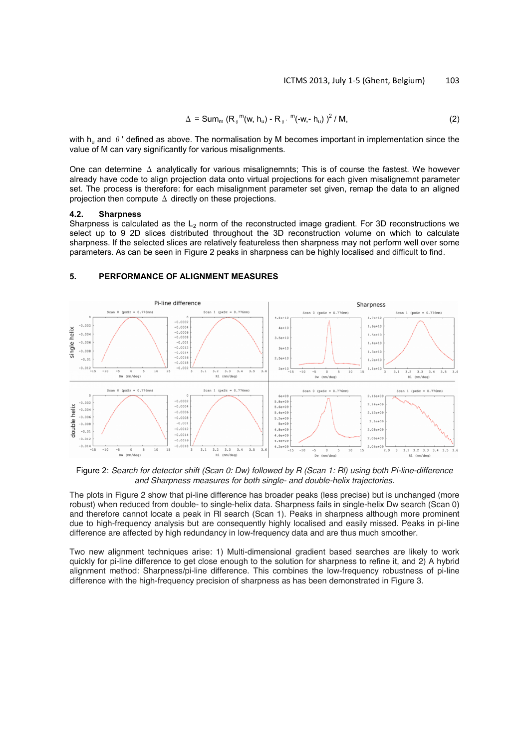$$\Delta = \text{Sum}_m \left(R_{\theta}^{m}(w, h_u) - R_{\theta'}^{m}(-w, -h_u)\right)^2 / M, \tag{2}$$

with $h_u$ and $\theta'$ defined as above. The normalisation by M becomes important in implementation since the value of M can vary significantly for various misalignments.

One can determine $\Delta$ analytically for various misalignemnts; This is of course the fastest. We however already have code to align projection data onto virtual projections for each given misalignemnt parameter set. The process is therefore: for each misalignment parameter set given, remap the data to an aligned projection then compute $\Delta$ directly on these projections.

### 4.2. Sharpness

Sharpness is calculated as the $L_2$ norm of the reconstructed image gradient. For 3D reconstructions we select up to 9 2D slices distributed throughout the 3D reconstruction volume on which to calculate sharpness. If the selected slices are relatively featureless then sharpness may not perform well over some parameters. As can be seen in Figure 2 peaks in sharpness can be highly localised and difficult to find.

## 5. PERFORMANCE OF ALIGNMENT MEASURES

Figure 2: *Search for detector shift (Scan 0: Dw) followed by R (Scan 1: Rl) using both Pi-line-difference and Sharpness measures for both single- and double-helix trajectories.*

The plots in Figure 2 show that pi-line difference has broader peaks (less precise) but is unchanged (more robust) when reduced from double- to single-helix data. Sharpness fails in single-helix Dw search (Scan 0) and therefore cannot locate a peak in Rl search (Scan 1). Peaks in sharpness although more prominent due to high-frequency analysis but are consequently highly localised and easily missed. Peaks in pi-line difference are affected by high redundancy in low-frequency data and are thus much smoother.

Two new alignment techniques arise: 1) Multi-dimensional gradient based searches are likely to work quickly for pi-line difference to get close enough to the solution for sharpness to refine it, and 2) A hybrid alignment method: Sharpness/pi-line difference. This combines the low-frequency robustness of pi-line difference with the high-frequency precision of sharpness as has been demonstrated in Figure 3.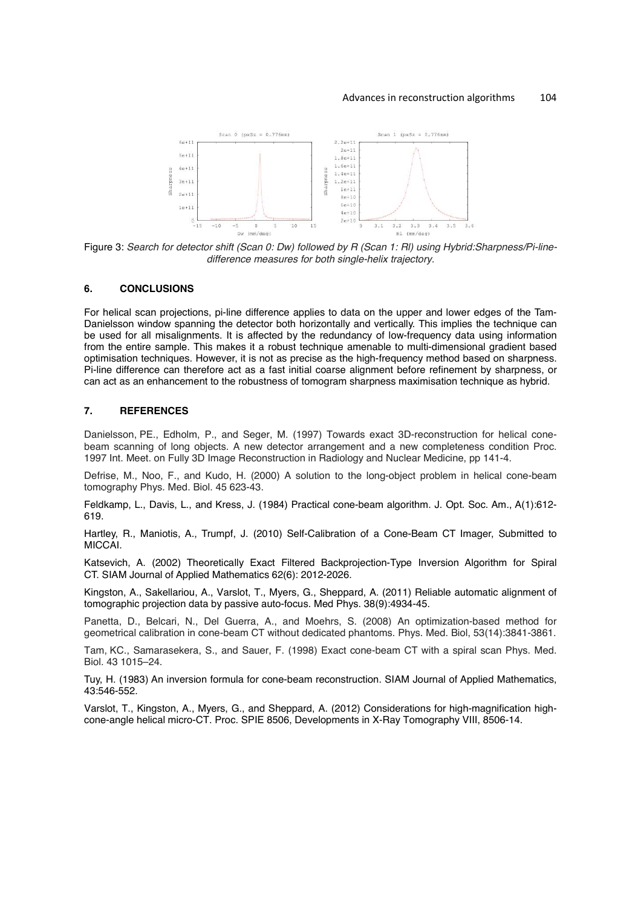Scan 0 (pxSz = 0.776mm)

Sharpness

6e+11
5e+11
4e+11
3e+11
2e+11
1e+11
0

-15 -10 -5 0 5 10 15

Dw (mm/deg)

Scan 1 (pxSz = 0.776mm)

Sharpness

2.2e+11
2e+11
1.8e+11
1.6e+11
1.4e+11
1.2e+11
1e+11
8e+10
6e+10
4e+10
2e+10

3 3.1 3.2 3.3 3.4 3.5 3.6

Rl (mm/deg)

Figure 3: *Search for detector shift (Scan 0: Dw) followed by R (Scan 1: Rl) using Hybrid:Sharpness/Pi-line-difference measures for both single-helix trajectory.*

## 6. CONCLUSIONS

For helical scan projections, pi-line difference applies to data on the upper and lower edges of the Tam-Danielsson window spanning the detector both horizontally and vertically. This implies the technique can be used for all misalignments. It is affected by the redundancy of low-frequency data using information from the entire sample. This makes it a robust technique amenable to multi-dimensional gradient based optimisation techniques. However, it is not as precise as the high-frequency method based on sharpness. Pi-line difference can therefore act as a fast initial coarse alignment before refinement by sharpness, or can act as an enhancement to the robustness of tomogram sharpness maximisation technique as hybrid.

## 7. REFERENCES

Danielsson, PE., Edholm, P., and Seger, M. (1997) Towards exact 3D-reconstruction for helical cone-beam scanning of long objects. A new detector arrangement and a new completeness condition Proc. 1997 Int. Meet. on Fully 3D Image Reconstruction in Radiology and Nuclear Medicine, pp 141-4.

Defrise, M., Noo, F., and Kudo, H. (2000) A solution to the long-object problem in helical cone-beam tomography Phys. Med. Biol. 45 623-43.

Feldkamp, L., Davis, L., and Kress, J. (1984) Practical cone-beam algorithm. J. Opt. Soc. Am., A(1):612-619.

Hartley, R., Maniotis, A., Trumpf, J. (2010) Self-Calibration of a Cone-Beam CT Imager, Submitted to MICCAI.

Katsevich, A. (2002) Theoretically Exact Filtered Backprojection-Type Inversion Algorithm for Spiral CT. SIAM Journal of Applied Mathematics 62(6): 2012-2026.

Kingston, A., Sakellariou, A., Varslot, T., Myers, G., Sheppard, A. (2011) Reliable automatic alignment of tomographic projection data by passive auto-focus. Med Phys. 38(9):4934-45.

Panetta, D., Belcari, N., Del Guerra, A., and Moehrs, S. (2008) An optimization-based method for geometrical calibration in cone-beam CT without dedicated phantoms. Phys. Med. Biol, 53(14):3841-3861.

Tam, KC., Samarasekera, S., and Sauer, F. (1998) Exact cone-beam CT with a spiral scan Phys. Med. Biol. 43 1015–24.

Tuy, H. (1983) An inversion formula for cone-beam reconstruction. SIAM Journal of Applied Mathematics, 43:546-552.

Varslot, T., Kingston, A., Myers, G., and Sheppard, A. (2012) Considerations for high-magnification high-cone-angle helical micro-CT. Proc. SPIE 8506, Developments in X-Ray Tomography VIII, 8506-14.